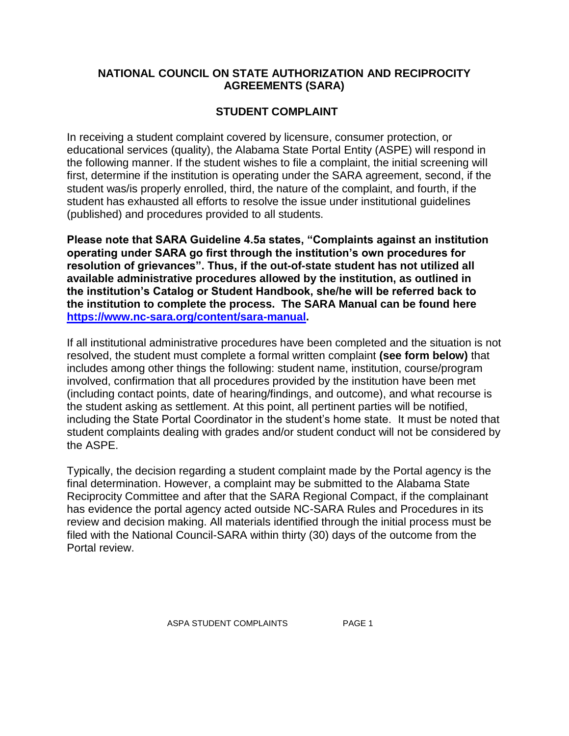# NATIONAL COUNCIL ON STATE AUTHORIZATION AND RECIPROCITY AGREEMENTS (SARA)

## STUDENT COMPLAINT

In receiving a student complaint covered by licensure, consumer protection, or educational services (quality), the Alabama State Portal Entity (ASPE) will respond in the following manner. If the student wishes to file a complaint, the initial screening will first, determine if the institution is operating under the SARA agreement, second, if the student was/is properly enrolled, third, the nature of the complaint, and fourth, if the student has exhausted all efforts to resolve the issue under institutional guidelines (published) and procedures provided to all students.

**Please note that SARA Guideline 4.5a states, "Complaints against an institution operating under SARA go first through the institution's own procedures for resolution of grievances". Thus, if the out-of-state student has not utilized all available administrative procedures allowed by the institution, as outlined in the institution's Catalog or Student Handbook, she/he will be referred back to the institution to complete the process. The SARA Manual can be found here [https://www.nc-sara.org/content/sara-manual](https://www.nc-sara.org/content/sara-manual).**

If all institutional administrative procedures have been completed and the situation is not resolved, the student must complete a formal written complaint **(see form below)** that includes among other things the following: student name, institution, course/program involved, confirmation that all procedures provided by the institution have been met (including contact points, date of hearing/findings, and outcome), and what recourse is the student asking as settlement. At this point, all pertinent parties will be notified, including the State Portal Coordinator in the student's home state. It must be noted that student complaints dealing with grades and/or student conduct will not be considered by the ASPE.

Typically, the decision regarding a student complaint made by the Portal agency is the final determination. However, a complaint may be submitted to the Alabama State Reciprocity Committee and after that the SARA Regional Compact, if the complainant has evidence the portal agency acted outside NC-SARA Rules and Procedures in its review and decision making. All materials identified through the initial process must be filed with the National Council-SARA within thirty (30) days of the outcome from the Portal review.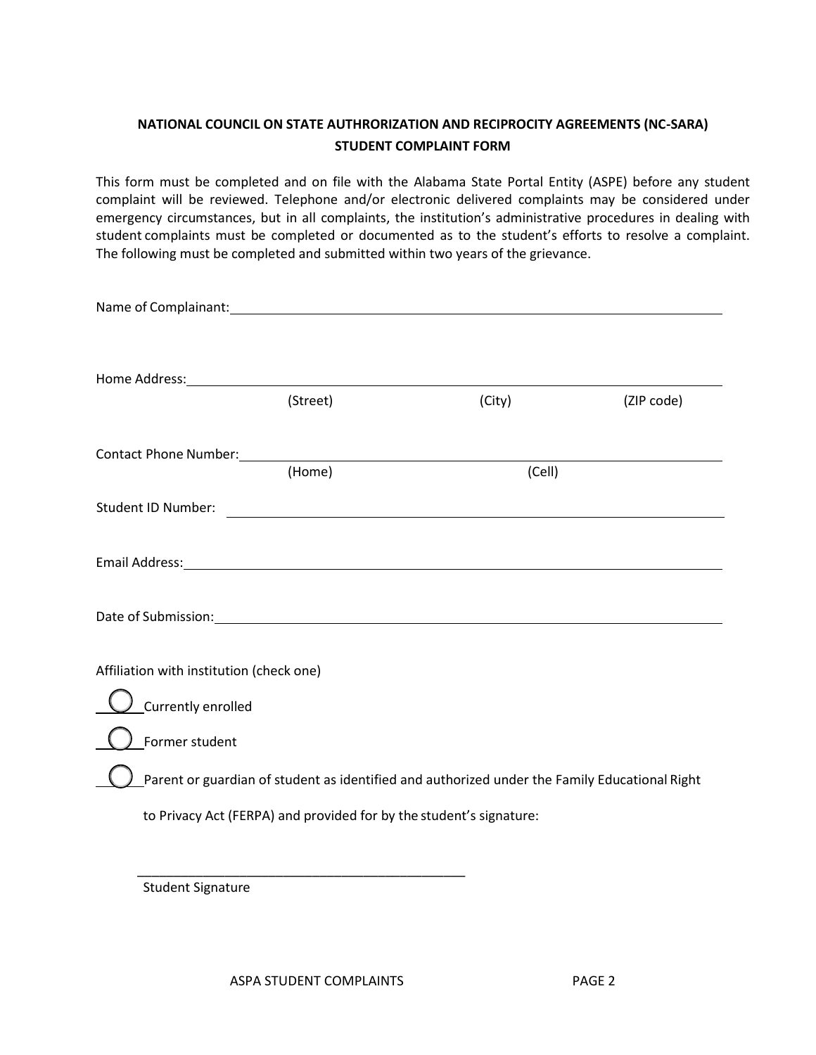**NATIONAL COUNCIL ON STATE AUTHRORIZATION AND RECIPROCITY AGREEMENTS (NC-SARA)**
**STUDENT COMPLAINT FORM**

This form must be completed and on file with the Alabama State Portal Entity (ASPE) before any student complaint will be reviewed. Telephone and/or electronic delivered complaints may be considered under emergency circumstances, but in all complaints, the institution's administrative procedures in dealing with student complaints must be completed or documented as to the student's efforts to resolve a complaint. The following must be completed and submitted within two years of the grievance.

Name of Complainant: ______________________________________________

Home Address: ______________________________________________
(Street) (City) (ZIP code)

Contact Phone Number: ______________________________________________
(Home) (Cell)

Student ID Number: ______________________________________________

Email Address: ______________________________________________

Date of Submission: ______________________________________________

Affiliation with institution (check one)

- ◯ Currently enrolled
- ◯ Former student
- ◯ Parent or guardian of student as identified and authorized under the Family Educational Right to Privacy Act (FERPA) and provided for by the student's signature:

______________________________________________
Student Signature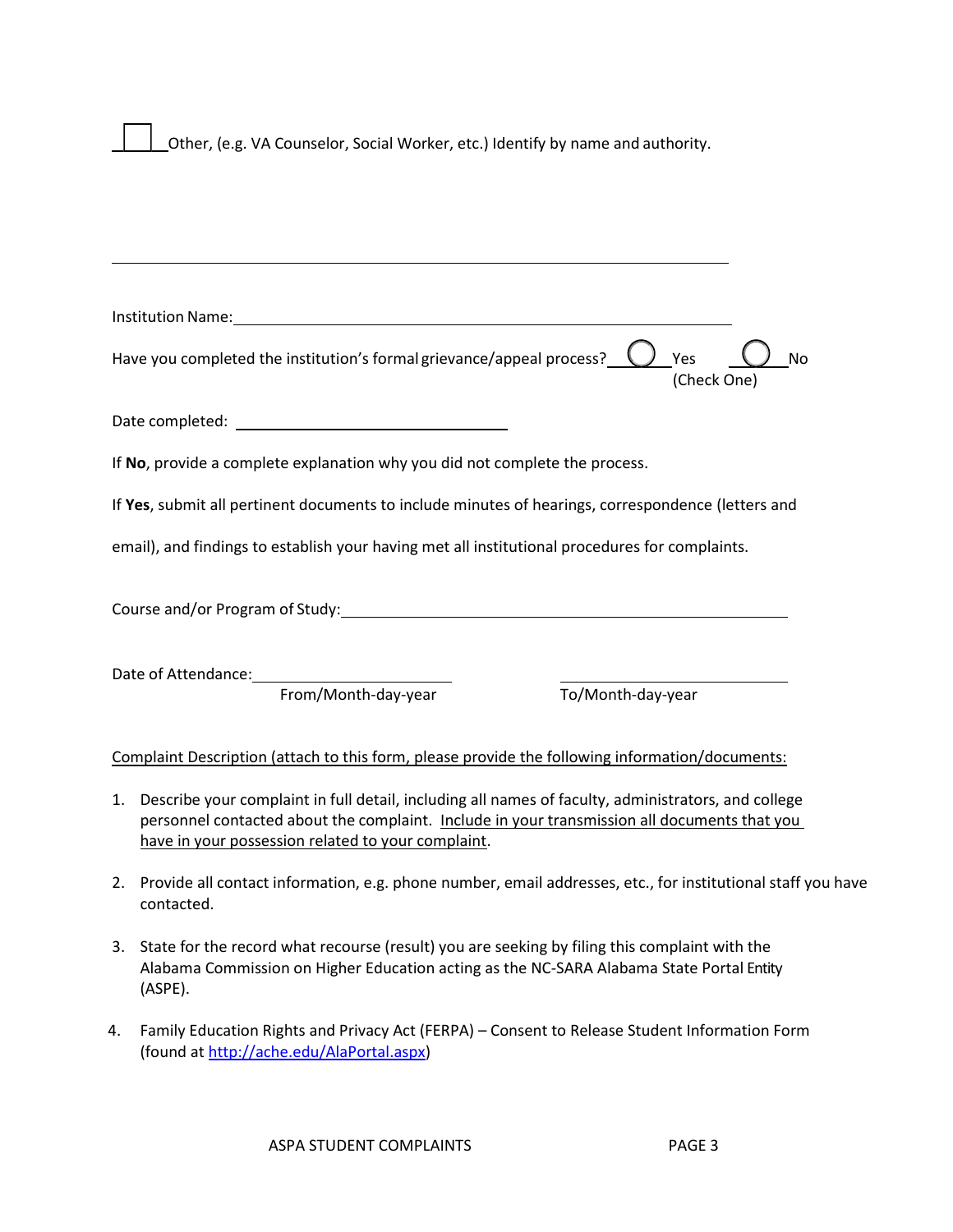☐ Other, (e.g. VA Counselor, Social Worker, etc.) Identify by name and authority.

\_\_\_\_\_\_\_\_\_\_\_\_\_\_\_\_\_\_\_\_\_\_\_\_\_\_\_\_\_\_\_\_\_\_\_\_\_\_\_\_\_\_\_\_\_\_\_\_\_\_\_\_\_\_\_\_\_\_\_\_\_\_\_\_\_\_

Institution Name: \_\_\_\_\_\_\_\_\_\_\_\_\_\_\_\_\_\_\_\_\_\_\_\_\_\_\_\_\_\_\_\_\_\_\_\_\_\_\_\_\_\_\_\_\_\_\_\_\_\_\_\_

Have you completed the institution's formal grievance/appeal process? ◯ Yes ◯ No
(Check One)

Date completed: \_\_\_\_\_\_\_\_\_\_\_\_\_\_\_\_\_\_\_\_\_\_\_\_\_\_\_\_\_\_

If **No**, provide a complete explanation why you did not complete the process.

If **Yes**, submit all pertinent documents to include minutes of hearings, correspondence (letters and email), and findings to establish your having met all institutional procedures for complaints.

Course and/or Program of Study: \_\_\_\_\_\_\_\_\_\_\_\_\_\_\_\_\_\_\_\_\_\_\_\_\_\_\_\_\_\_\_\_\_\_\_\_\_\_\_\_\_\_\_\_\_\_\_\_\_\_

Date of Attendance: \_\_\_\_\_\_\_\_\_\_\_\_\_\_\_\_\_\_\_\_\_\_ \_\_\_\_\_\_\_\_\_\_\_\_\_\_\_\_\_\_\_\_\_\_\_\_\_
From/Month-day-year To/Month-day-year

<u>Complaint Description (attach to this form, please provide the following information/documents:</u>

1. Describe your complaint in full detail, including all names of faculty, administrators, and college personnel contacted about the complaint. <u>Include in your transmission all documents that you have in your possession related to your complaint</u>.

2. Provide all contact information, e.g. phone number, email addresses, etc., for institutional staff you have contacted.

3. State for the record what recourse (result) you are seeking by filing this complaint with the Alabama Commission on Higher Education acting as the NC-SARA Alabama State Portal Entity (ASPE).

4. Family Education Rights and Privacy Act (FERPA) – Consent to Release Student Information Form (found at http://ache.edu/AlaPortal.aspx)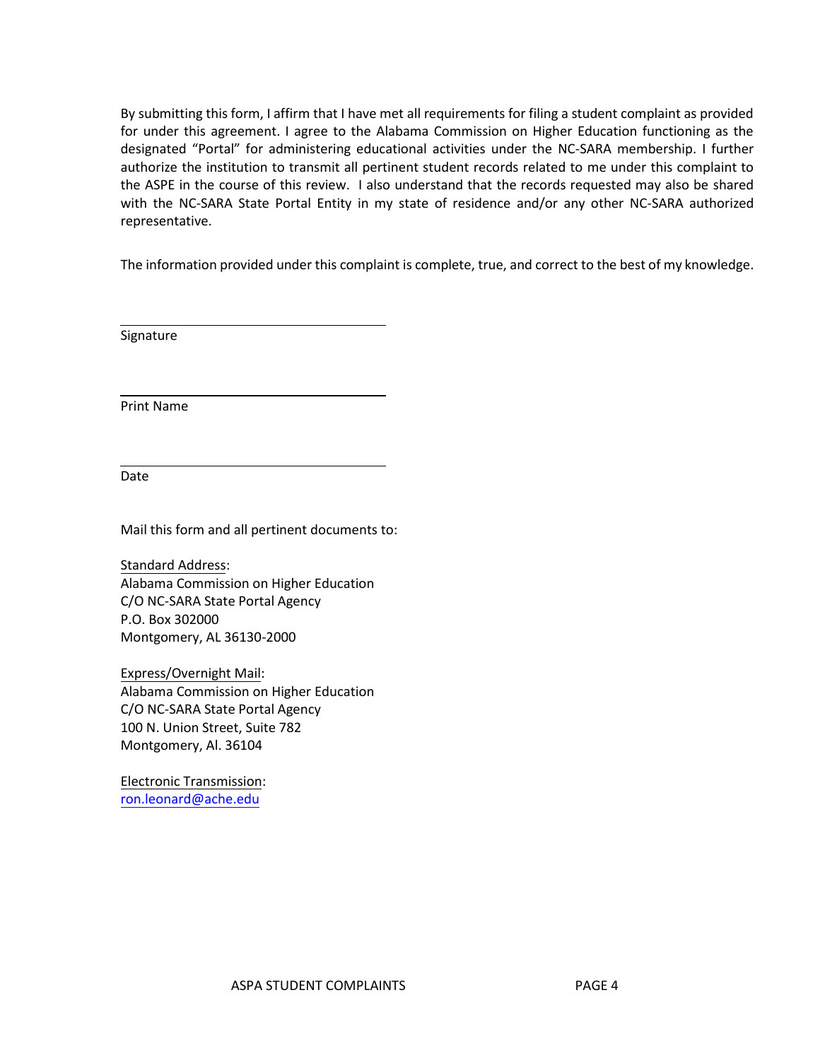By submitting this form, I affirm that I have met all requirements for filing a student complaint as provided for under this agreement. I agree to the Alabama Commission on Higher Education functioning as the designated "Portal" for administering educational activities under the NC-SARA membership. I further authorize the institution to transmit all pertinent student records related to me under this complaint to the ASPE in the course of this review. I also understand that the records requested may also be shared with the NC-SARA State Portal Entity in my state of residence and/or any other NC-SARA authorized representative.

The information provided under this complaint is complete, true, and correct to the best of my knowledge.

Signature

Print Name

Date

Mail this form and all pertinent documents to:

Standard Address:
Alabama Commission on Higher Education
C/O NC-SARA State Portal Agency
P.O. Box 302000
Montgomery, AL 36130-2000

Express/Overnight Mail:
Alabama Commission on Higher Education
C/O NC-SARA State Portal Agency
100 N. Union Street, Suite 782
Montgomery, Al. 36104

Electronic Transmission:
ron.leonard@ache.edu